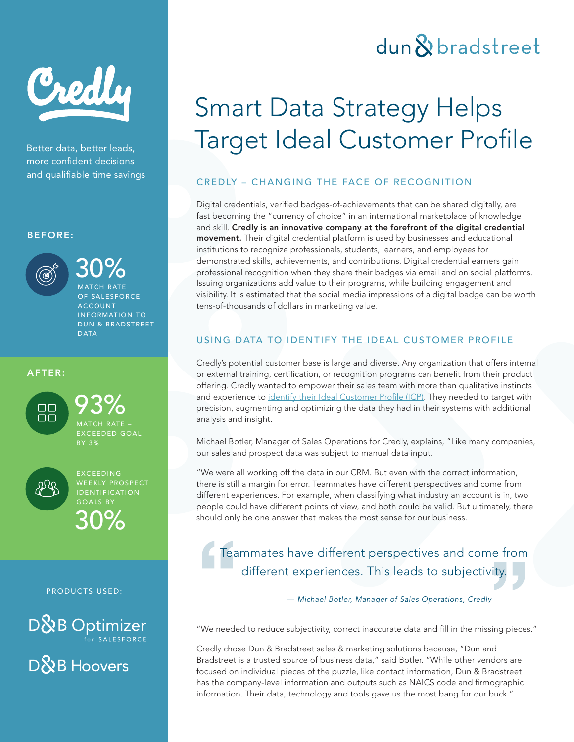dun & bradstreet

Credly

Better data, better leads, more confident decisions and qualifiable time savings

**BEFORE:**

**30%** MATCH RATE OF SALESFORCE ACCOUNT INFORMATION TO DUN & BRADSTREET DATA

**AFTER:**

**93%** MATCH RATE – EXCEEDED GOAL BY 3%

EXCEEDING WEEKLY PROSPECT IDENTIFICATION GOALS BY **30%**

PRODUCTS USED:

D&B Optimizer for SALESFORCE

D&B Hoovers

# Smart Data Strategy Helps Target Ideal Customer Profile

## CREDLY – CHANGING THE FACE OF RECOGNITION

Digital credentials, verified badges-of-achievements that can be shared digitally, are fast becoming the "currency of choice" in an international marketplace of knowledge and skill. **Credly is an innovative company at the forefront of the digital credential movement.** Their digital credential platform is used by businesses and educational institutions to recognize professionals, students, learners, and employees for demonstrated skills, achievements, and contributions. Digital credential earners gain professional recognition when they share their badges via email and on social platforms. Issuing organizations add value to their programs, while building engagement and visibility. It is estimated that the social media impressions of a digital badge can be worth tens-of-thousands of dollars in marketing value.

## USING DATA TO IDENTIFY THE IDEAL CUSTOMER PROFILE

Credly's potential customer base is large and diverse. Any organization that offers internal or external training, certification, or recognition programs can benefit from their product offering. Credly wanted to empower their sales team with more than qualitative instincts and experience to identify their Ideal Customer Profile (ICP). They needed to target with precision, augmenting and optimizing the data they had in their systems with additional analysis and insight.

Michael Botler, Manager of Sales Operations for Credly, explains, "Like many companies, our sales and prospect data was subject to manual data input.

"We were all working off the data in our CRM. But even with the correct information, there is still a margin for error. Teammates have different perspectives and come from different experiences. For example, when classifying what industry an account is in, two people could have different points of view, and both could be valid. But ultimately, there should only be one answer that makes the most sense for our business.

> "Teammates have different perspectives and come from different experiences. This leads to subjectivity."
>
> *— Michael Botler, Manager of Sales Operations, Credly*

"We needed to reduce subjectivity, correct inaccurate data and fill in the missing pieces."

Credly chose Dun & Bradstreet sales & marketing solutions because, "Dun and Bradstreet is a trusted source of business data," said Botler. "While other vendors are focused on individual pieces of the puzzle, like contact information, Dun & Bradstreet has the company-level information and outputs such as NAICS code and firmographic information. Their data, technology and tools gave us the most bang for our buck."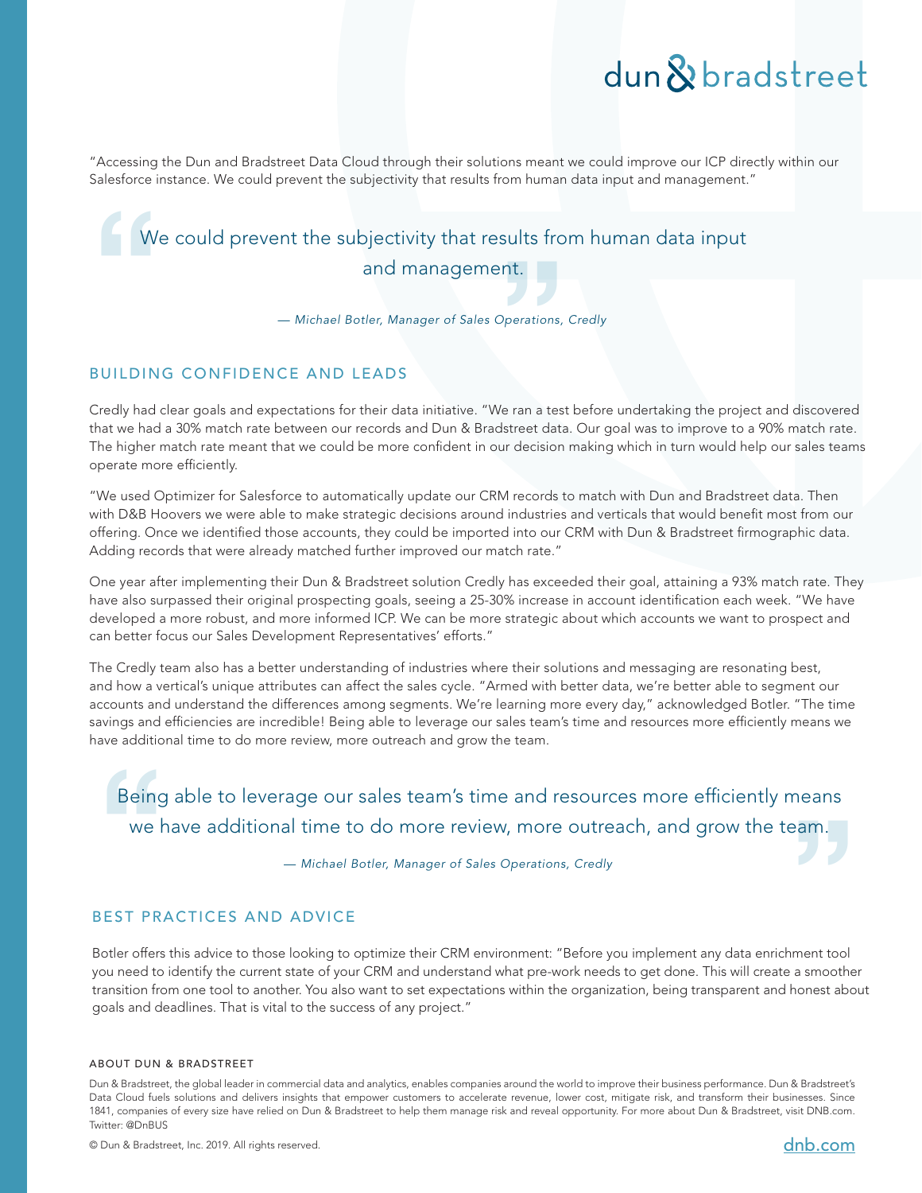"Accessing the Dun and Bradstreet Data Cloud through their solutions meant we could improve our ICP directly within our Salesforce instance. We could prevent the subjectivity that results from human data input and management."

> We could prevent the subjectivity that results from human data input and management.
>
> *— Michael Botler, Manager of Sales Operations, Credly*

## BUILDING CONFIDENCE AND LEADS

Credly had clear goals and expectations for their data initiative. "We ran a test before undertaking the project and discovered that we had a 30% match rate between our records and Dun & Bradstreet data. Our goal was to improve to a 90% match rate. The higher match rate meant that we could be more confident in our decision making which in turn would help our sales teams operate more efficiently.

"We used Optimizer for Salesforce to automatically update our CRM records to match with Dun and Bradstreet data. Then with D&B Hoovers we were able to make strategic decisions around industries and verticals that would benefit most from our offering. Once we identified those accounts, they could be imported into our CRM with Dun & Bradstreet firmographic data. Adding records that were already matched further improved our match rate."

One year after implementing their Dun & Bradstreet solution Credly has exceeded their goal, attaining a 93% match rate. They have also surpassed their original prospecting goals, seeing a 25-30% increase in account identification each week. "We have developed a more robust, and more informed ICP. We can be more strategic about which accounts we want to prospect and can better focus our Sales Development Representatives' efforts."

The Credly team also has a better understanding of industries where their solutions and messaging are resonating best, and how a vertical's unique attributes can affect the sales cycle. "Armed with better data, we're better able to segment our accounts and understand the differences among segments. We're learning more every day," acknowledged Botler. "The time savings and efficiencies are incredible! Being able to leverage our sales team's time and resources more efficiently means we have additional time to do more review, more outreach and grow the team.

> Being able to leverage our sales team's time and resources more efficiently means we have additional time to do more review, more outreach, and grow the team.
>
> *— Michael Botler, Manager of Sales Operations, Credly*

## BEST PRACTICES AND ADVICE

Botler offers this advice to those looking to optimize their CRM environment: "Before you implement any data enrichment tool you need to identify the current state of your CRM and understand what pre-work needs to get done. This will create a smoother transition from one tool to another. You also want to set expectations within the organization, being transparent and honest about goals and deadlines. That is vital to the success of any project."

### ABOUT DUN & BRADSTREET

Dun & Bradstreet, the global leader in commercial data and analytics, enables companies around the world to improve their business performance. Dun & Bradstreet's Data Cloud fuels solutions and delivers insights that empower customers to accelerate revenue, lower cost, mitigate risk, and transform their businesses. Since 1841, companies of every size have relied on Dun & Bradstreet to help them manage risk and reveal opportunity. For more about Dun & Bradstreet, visit DNB.com. Twitter: @DnBUS

© Dun & Bradstreet, Inc. 2019. All rights reserved.

dnb.com